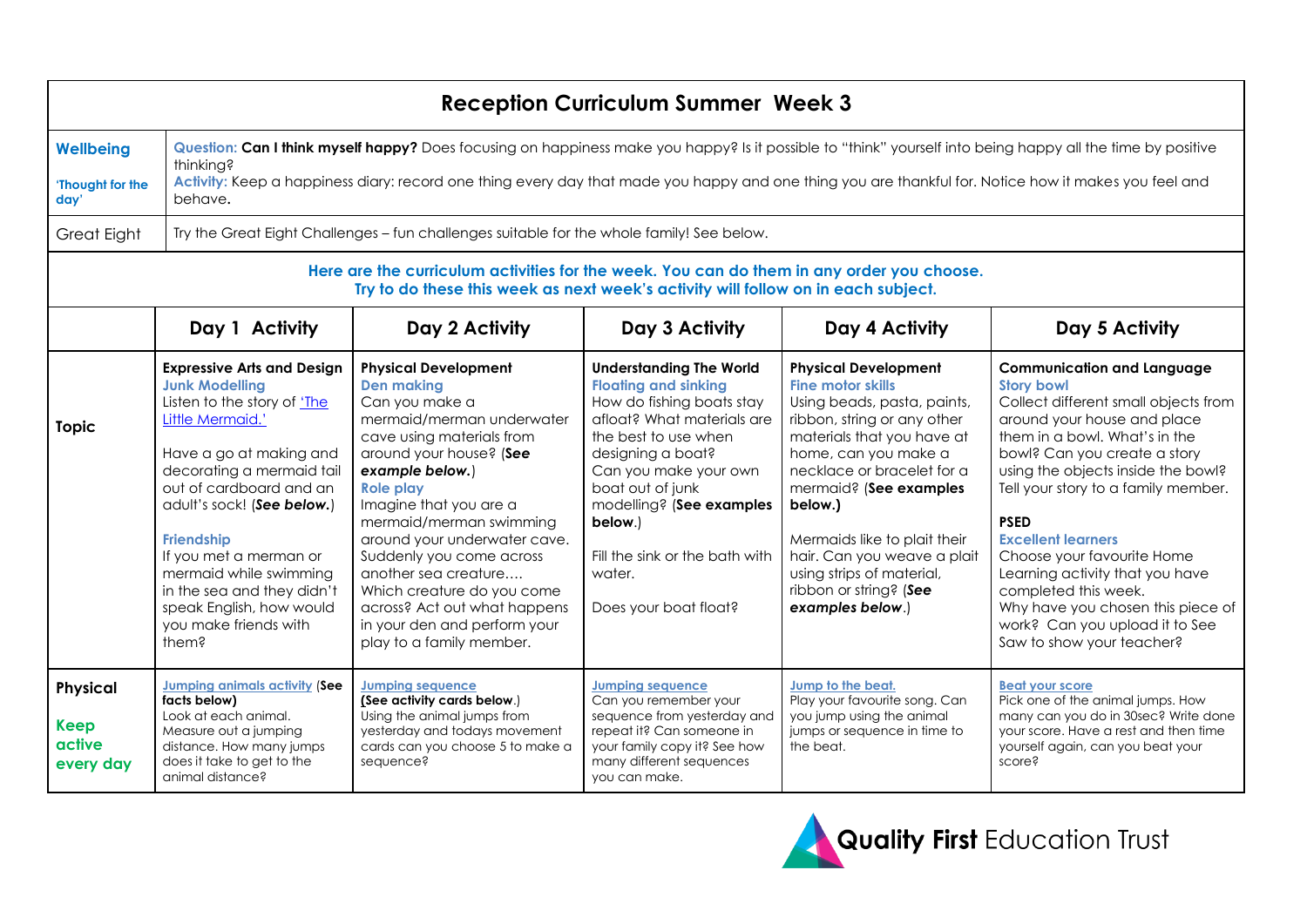# Reception Curriculum Summer Week 3

| | |
|---|---|
| **Wellbeing**<br>**'Thought for the day'** | **Question: Can I think myself happy?** Does focusing on happiness make you happy? Is it possible to "think" yourself into being happy all the time by positive thinking?<br>**Activity:** Keep a happiness diary: record one thing every day that made you happy and one thing you are thankful for. Notice how it makes you feel and behave**.** |
| Great Eight | Try the Great Eight Challenges – fun challenges suitable for the whole family! See below. |

**Here are the curriculum activities for the week. You can do them in any order you choose.**
**Try to do these this week as next week's activity will follow on in each subject.**

| | Day 1 Activity | Day 2 Activity | Day 3 Activity | Day 4 Activity | Day 5 Activity |
|---|---|---|---|---|---|
| **Topic** | **Expressive Arts and Design**<br>**Junk Modelling**<br>Listen to the story of 'The Little Mermaid.'<br><br>Have a go at making and decorating a mermaid tail out of cardboard and an adult's sock! (***See below.***)<br><br>**Friendship**<br>If you met a merman or mermaid while swimming in the sea and they didn't speak English, how would you make friends with them? | **Physical Development**<br>**Den making**<br>Can you make a mermaid/merman underwater cave using materials from around your house? (***See example below.***)<br>**Role play**<br>Imagine that you are a mermaid/merman swimming around your underwater cave. Suddenly you come across another sea creature…. Which creature do you come across? Act out what happens in your den and perform your play to a family member. | **Understanding The World**<br>**Floating and sinking**<br>How do fishing boats stay afloat? What materials are the best to use when designing a boat?<br>Can you make your own boat out of junk modelling? (**See examples below**.)<br><br>Fill the sink or the bath with water.<br><br>Does your boat float? | **Physical Development**<br>**Fine motor skills**<br>Using beads, pasta, paints, ribbon, string or any other materials that you have at home, can you make a necklace or bracelet for a mermaid? (**See examples below.)**<br><br>Mermaids like to plait their hair. Can you weave a plait using strips of material, ribbon or string? (***See examples below***.) | **Communication and Language**<br>**Story bowl**<br>Collect different small objects from around your house and place them in a bowl. What's in the bowl? Can you create a story using the objects inside the bowl? Tell your story to a family member.<br><br>**PSED**<br>**Excellent learners**<br>Choose your favourite Home Learning activity that you have completed this week.<br>Why have you chosen this piece of work? Can you upload it to See Saw to show your teacher? |
| **Physical**<br>**Keep active every day** | **Jumping animals activity** (**See facts below)**<br>Look at each animal.<br>Measure out a jumping distance. How many jumps does it take to get to the animal distance? | **Jumping sequence**<br>**(See activity cards below**.)<br>Using the animal jumps from yesterday and todays movement cards can you choose 5 to make a sequence? | **Jumping sequence**<br>Can you remember your sequence from yesterday and repeat it? Can someone in your family copy it? See how many different sequences you can make. | **Jump to the beat.**<br>Play your favourite song. Can you jump using the animal jumps or sequence in time to the beat. | **Beat your score**<br>Pick one of the animal jumps. How many can you do in 30sec? Write done your score. Have a rest and then time yourself again, can you beat your score? |

**Quality First** Education Trust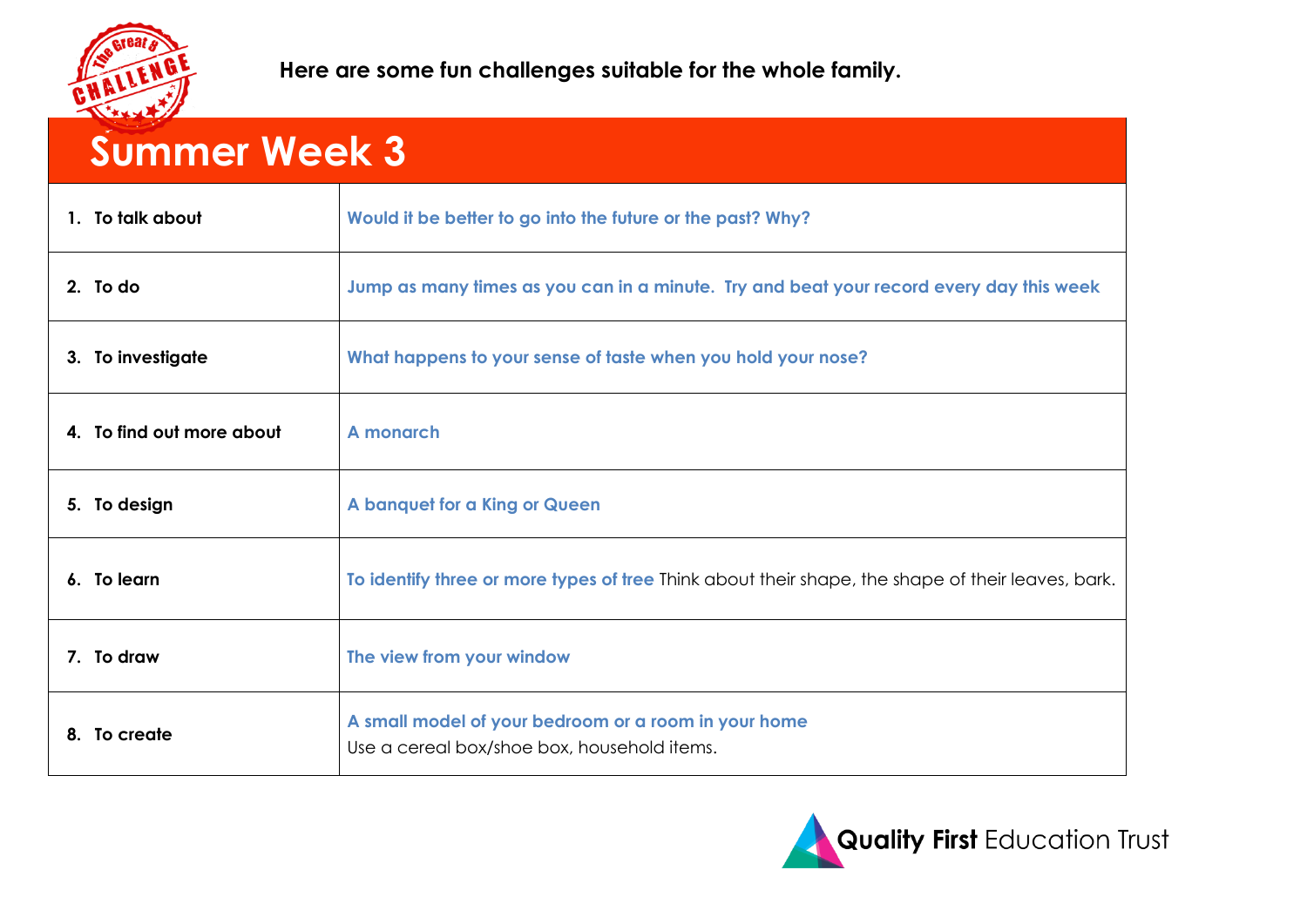Here are some fun challenges suitable for the whole family.

# Summer Week 3

| | |
|---|---|
| 1. To talk about | Would it be better to go into the future or the past? Why? |
| 2. To do | Jump as many times as you can in a minute. Try and beat your record every day this week |
| 3. To investigate | What happens to your sense of taste when you hold your nose? |
| 4. To find out more about | A monarch |
| 5. To design | A banquet for a King or Queen |
| 6. To learn | To identify three or more types of tree Think about their shape, the shape of their leaves, bark. |
| 7. To draw | The view from your window |
| 8. To create | A small model of your bedroom or a room in your home<br>Use a cereal box/shoe box, household items. |

**Quality First** Education Trust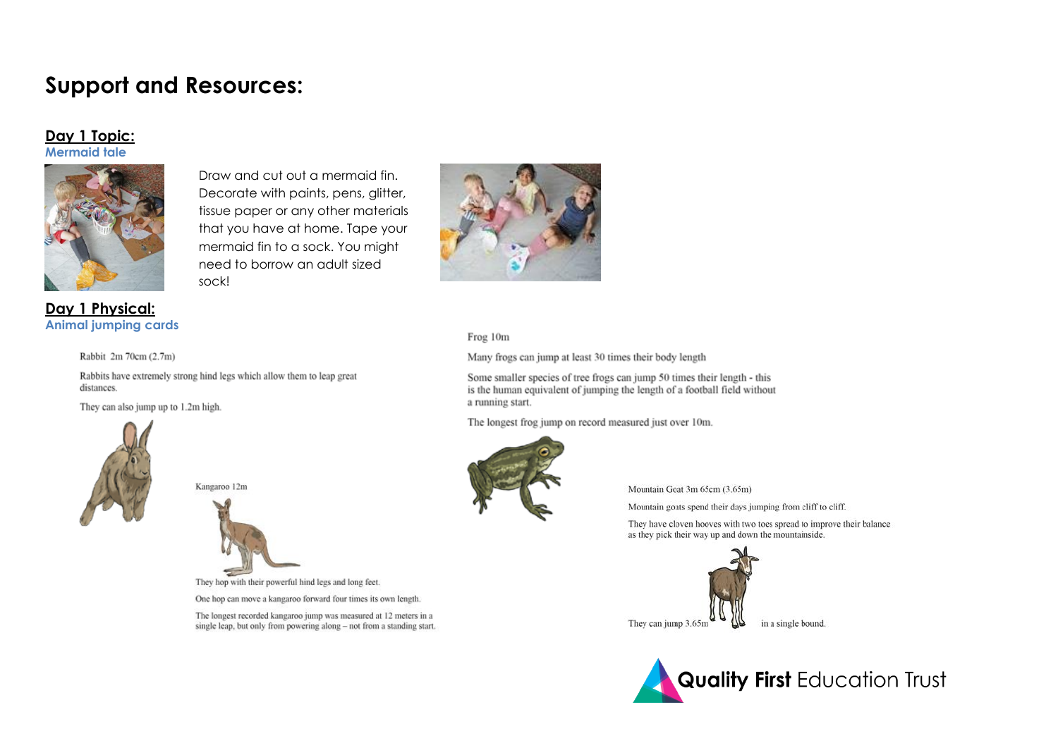# Support and Resources:

## Day 1 Topic:

**Mermaid tale**

Draw and cut out a mermaid fin. Decorate with paints, pens, glitter, tissue paper or any other materials that you have at home. Tape your mermaid fin to a sock. You might need to borrow an adult sized sock!

## Day 1 Physical:

**Animal jumping cards**

Rabbit 2m 70cm (2.7m)

Rabbits have extremely strong hind legs which allow them to leap great distances.

They can also jump up to 1.2m high.

Kangaroo 12m

They hop with their powerful hind legs and long feet.

One hop can move a kangaroo forward four times its own length.

The longest recorded kangaroo jump was measured at 12 meters in a single leap, but only from powering along – not from a standing start.

Frog 10m

Many frogs can jump at least 30 times their body length

Some smaller species of tree frogs can jump 50 times their length - this is the human equivalent of jumping the length of a football field without a running start.

The longest frog jump on record measured just over 10m.

Mountain Goat 3m 65cm (3.65m)

Mountain goats spend their days jumping from cliff to cliff.

They have cloven hooves with two toes spread to improve their balance as they pick their way up and down the mountainside.

They can jump 3.65m in a single bound.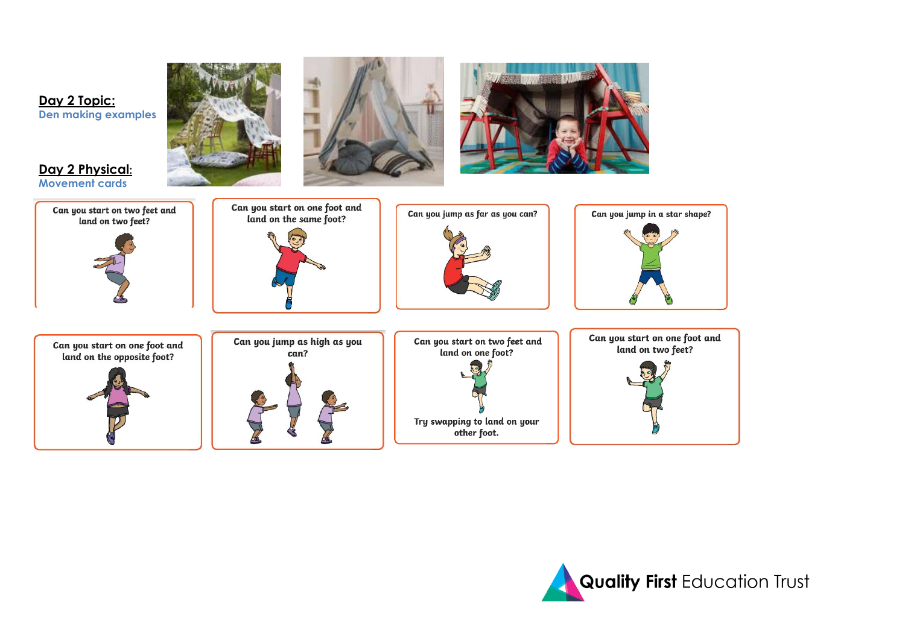**Day 2 Topic:**
Den making examples

**Day 2 Physical:**
Movement cards

Can you start on two feet and land on two feet?

Can you start on one foot and land on the same foot?

Can you jump as far as you can?

Can you jump in a star shape?

Can you start on one foot and land on the opposite foot?

Can you jump as high as you can?

Can you start on two feet and land on one foot?

Try swapping to land on your other foot.

Can you start on one foot and land on two feet?

**Quality First** Education Trust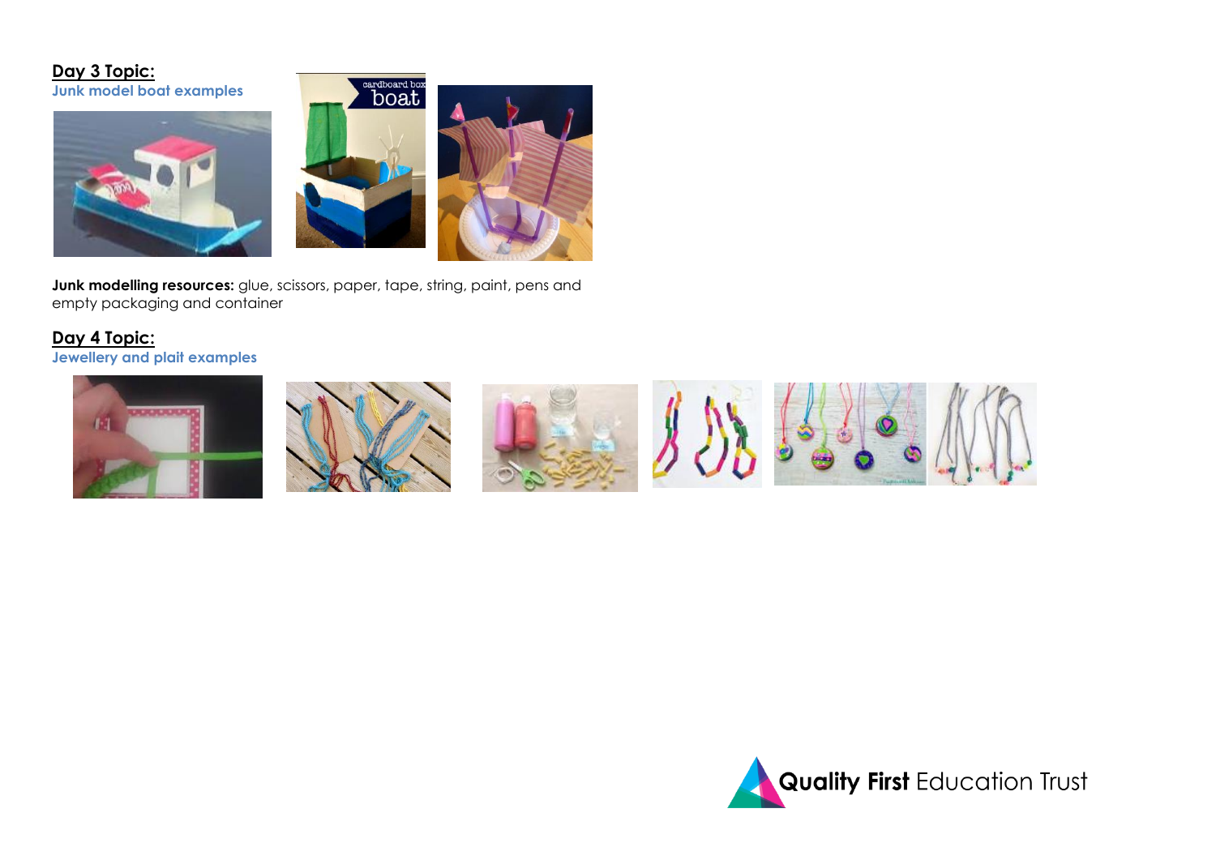## Day 3 Topic:

**Junk model boat examples**

**Junk modelling resources:** glue, scissors, paper, tape, string, paint, pens and empty packaging and container

## Day 4 Topic:

**Jewellery and plait examples**